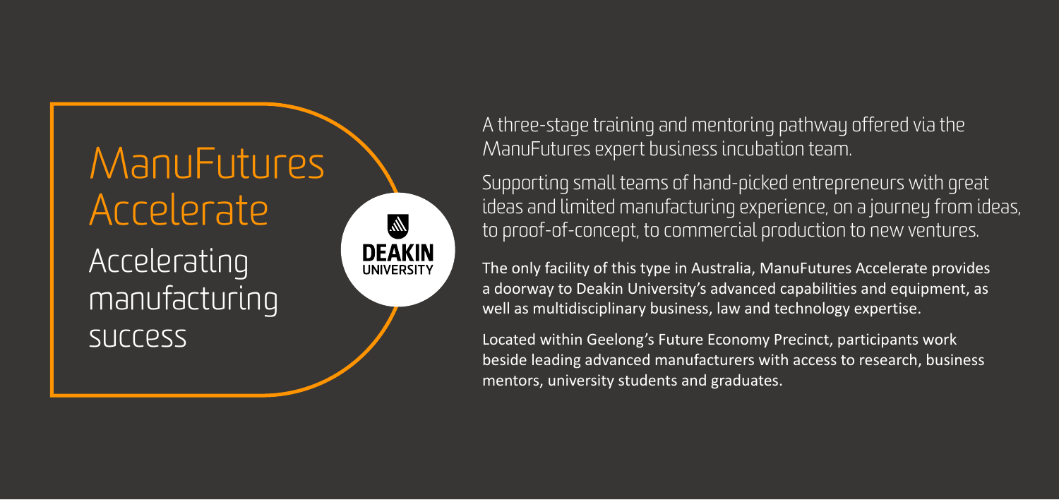# ManuFutures Accelerate

## Accelerating manufacturing success

DEAKIN UNIVERSITY

A three-stage training and mentoring pathway offered via the ManuFutures expert business incubation team.

Supporting small teams of hand-picked entrepreneurs with great ideas and limited manufacturing experience, on a journey from ideas, to proof-of-concept, to commercial production to new ventures.

The only facility of this type in Australia, ManuFutures Accelerate provides a doorway to Deakin University's advanced capabilities and equipment, as well as multidisciplinary business, law and technology expertise.

Located within Geelong's Future Economy Precinct, participants work beside leading advanced manufacturers with access to research, business mentors, university students and graduates.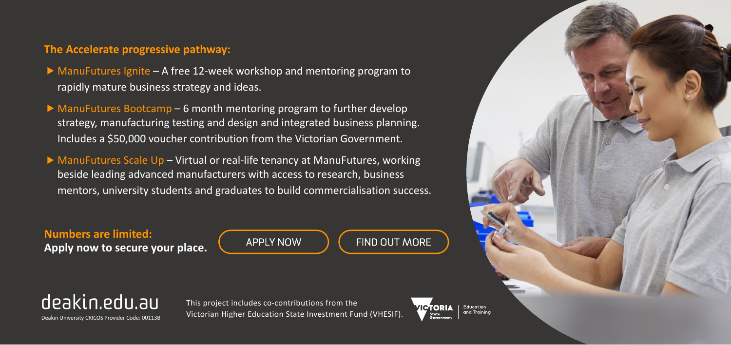## The Accelerate progressive pathway:

- ManuFutures Ignite – A free 12-week workshop and mentoring program to rapidly mature business strategy and ideas.
- ManuFutures Bootcamp – 6 month mentoring program to further develop strategy, manufacturing testing and design and integrated business planning. Includes a $50,000 voucher contribution from the Victorian Government.
- ManuFutures Scale Up – Virtual or real-life tenancy at ManuFutures, working beside leading advanced manufacturers with access to research, business mentors, university students and graduates to build commercialisation success.

**Numbers are limited:**
**Apply now to secure your place.**

APPLY NOW

FIND OUT MORE

deakin.edu.au

Deakin University CRICOS Provider Code: 00113B

This project includes co-contributions from the Victorian Higher Education State Investment Fund (VHESIF).

VICTORIA State Government | Education and Training